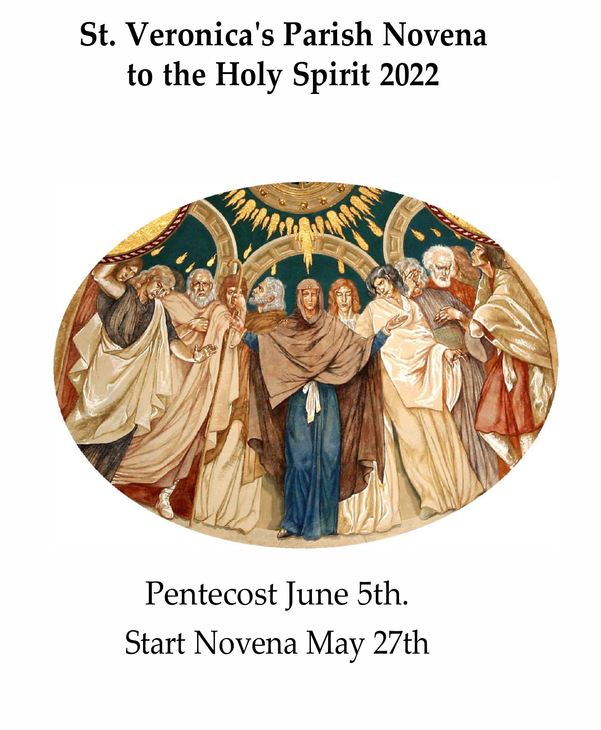# St. Veronica's Parish Novena to the Holy Spirit 2022

Pentecost June 5th.

Start Novena May 27th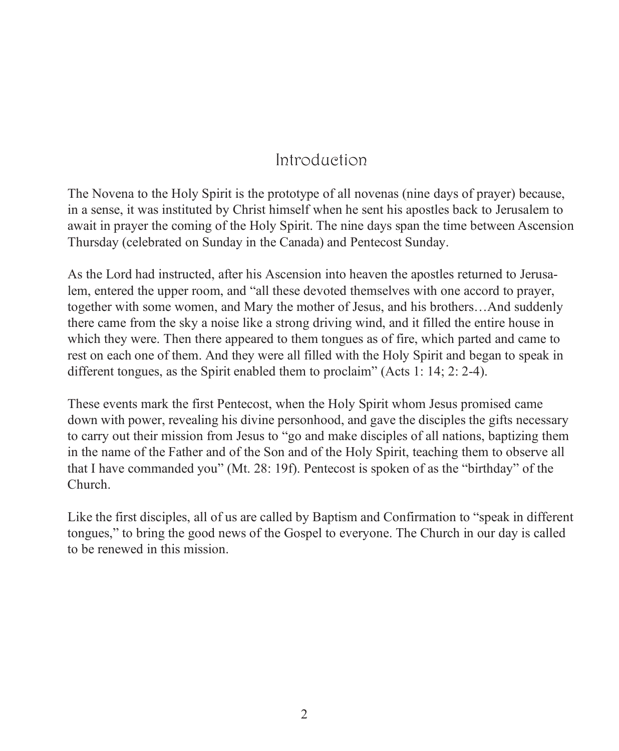# Introduction

The Novena to the Holy Spirit is the prototype of all novenas (nine days of prayer) because, in a sense, it was instituted by Christ himself when he sent his apostles back to Jerusalem to await in prayer the coming of the Holy Spirit. The nine days span the time between Ascension Thursday (celebrated on Sunday in the Canada) and Pentecost Sunday.

As the Lord had instructed, after his Ascension into heaven the apostles returned to Jerusalem, entered the upper room, and "all these devoted themselves with one accord to prayer, together with some women, and Mary the mother of Jesus, and his brothers…And suddenly there came from the sky a noise like a strong driving wind, and it filled the entire house in which they were. Then there appeared to them tongues as of fire, which parted and came to rest on each one of them. And they were all filled with the Holy Spirit and began to speak in different tongues, as the Spirit enabled them to proclaim" (Acts 1: 14; 2: 2-4).

These events mark the first Pentecost, when the Holy Spirit whom Jesus promised came down with power, revealing his divine personhood, and gave the disciples the gifts necessary to carry out their mission from Jesus to "go and make disciples of all nations, baptizing them in the name of the Father and of the Son and of the Holy Spirit, teaching them to observe all that I have commanded you" (Mt. 28: 19f). Pentecost is spoken of as the "birthday" of the Church.

Like the first disciples, all of us are called by Baptism and Confirmation to "speak in different tongues," to bring the good news of the Gospel to everyone. The Church in our day is called to be renewed in this mission.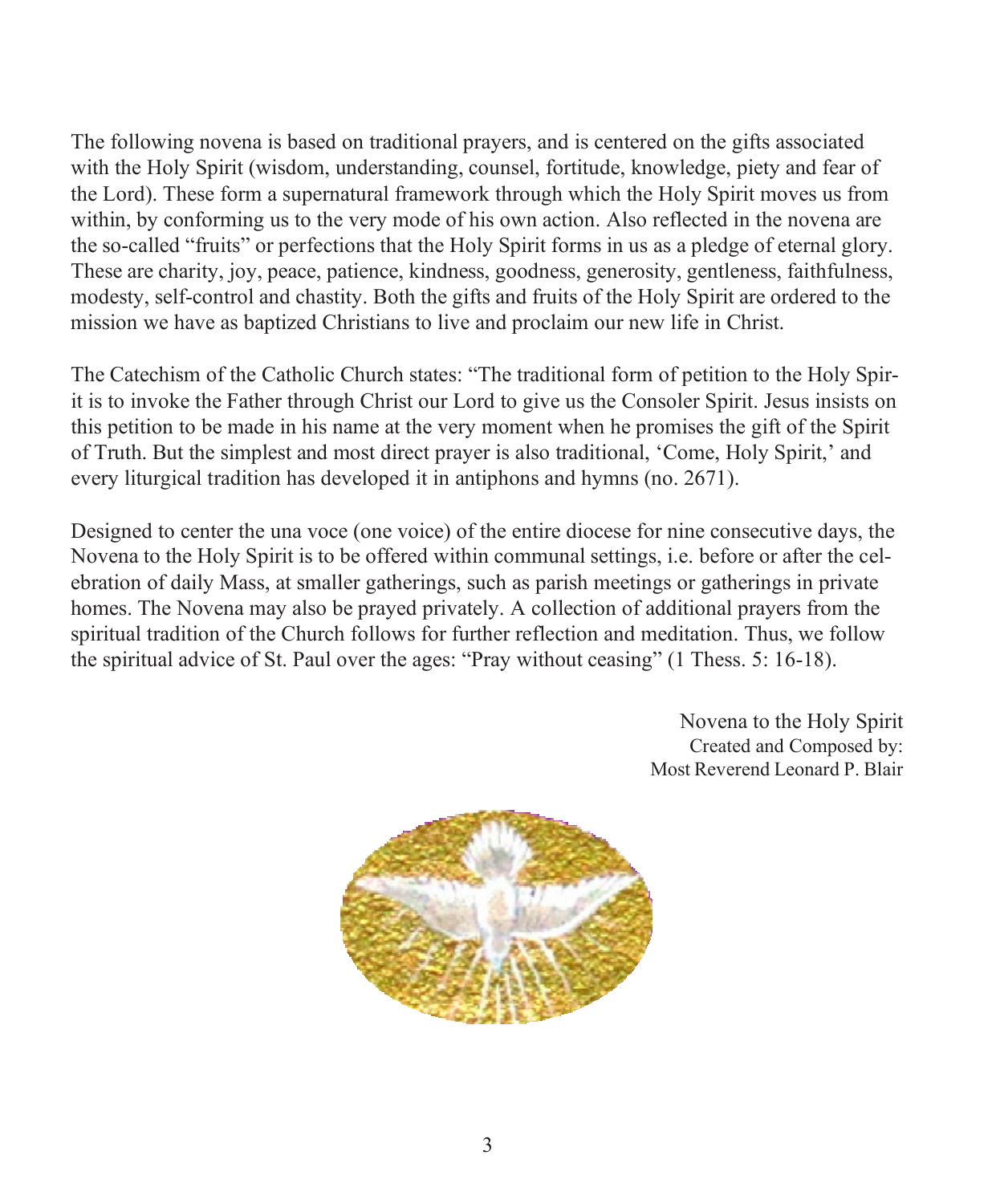The following novena is based on traditional prayers, and is centered on the gifts associated with the Holy Spirit (wisdom, understanding, counsel, fortitude, knowledge, piety and fear of the Lord). These form a supernatural framework through which the Holy Spirit moves us from within, by conforming us to the very mode of his own action. Also reflected in the novena are the so-called "fruits" or perfections that the Holy Spirit forms in us as a pledge of eternal glory. These are charity, joy, peace, patience, kindness, goodness, generosity, gentleness, faithfulness, modesty, self-control and chastity. Both the gifts and fruits of the Holy Spirit are ordered to the mission we have as baptized Christians to live and proclaim our new life in Christ.

The Catechism of the Catholic Church states: "The traditional form of petition to the Holy Spirit is to invoke the Father through Christ our Lord to give us the Consoler Spirit. Jesus insists on this petition to be made in his name at the very moment when he promises the gift of the Spirit of Truth. But the simplest and most direct prayer is also traditional, 'Come, Holy Spirit,' and every liturgical tradition has developed it in antiphons and hymns (no. 2671).

Designed to center the una voce (one voice) of the entire diocese for nine consecutive days, the Novena to the Holy Spirit is to be offered within communal settings, i.e. before or after the celebration of daily Mass, at smaller gatherings, such as parish meetings or gatherings in private homes. The Novena may also be prayed privately. A collection of additional prayers from the spiritual tradition of the Church follows for further reflection and meditation. Thus, we follow the spiritual advice of St. Paul over the ages: "Pray without ceasing" (1 Thess. 5: 16-18).

Novena to the Holy Spirit
Created and Composed by:
Most Reverend Leonard P. Blair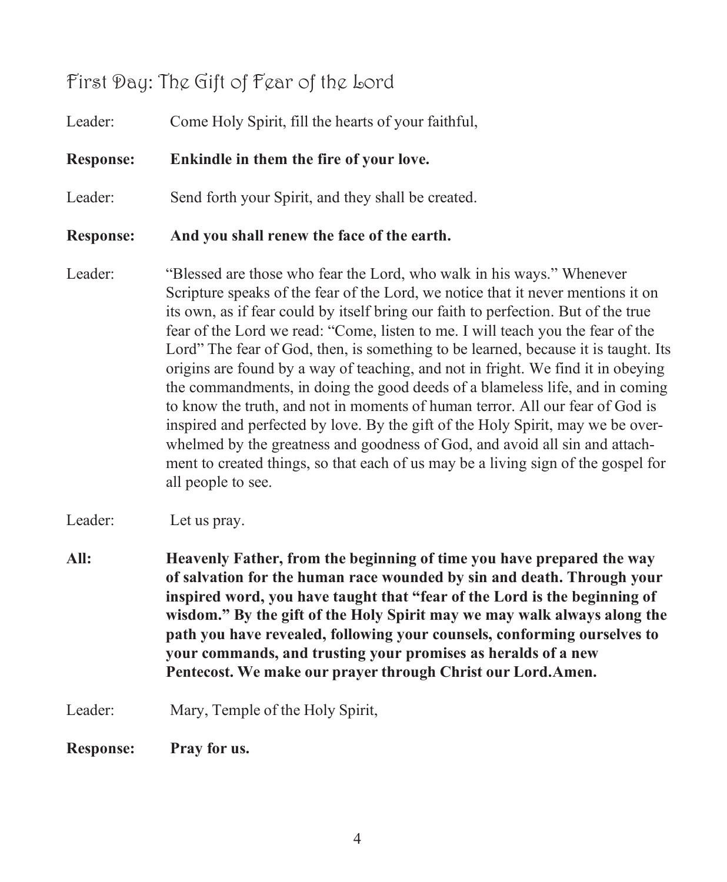## First Day: The Gift of Fear of the Lord

Leader: Come Holy Spirit, fill the hearts of your faithful,

**Response: Enkindle in them the fire of your love.**

Leader: Send forth your Spirit, and they shall be created.

**Response: And you shall renew the face of the earth.**

Leader: "Blessed are those who fear the Lord, who walk in his ways." Whenever Scripture speaks of the fear of the Lord, we notice that it never mentions it on its own, as if fear could by itself bring our faith to perfection. But of the true fear of the Lord we read: "Come, listen to me. I will teach you the fear of the Lord" The fear of God, then, is something to be learned, because it is taught. Its origins are found by a way of teaching, and not in fright. We find it in obeying the commandments, in doing the good deeds of a blameless life, and in coming to know the truth, and not in moments of human terror. All our fear of God is inspired and perfected by love. By the gift of the Holy Spirit, may we be overwhelmed by the greatness and goodness of God, and avoid all sin and attachment to created things, so that each of us may be a living sign of the gospel for all people to see.

Leader: Let us pray.

**All: Heavenly Father, from the beginning of time you have prepared the way of salvation for the human race wounded by sin and death. Through your inspired word, you have taught that "fear of the Lord is the beginning of wisdom." By the gift of the Holy Spirit may we may walk always along the path you have revealed, following your counsels, conforming ourselves to your commands, and trusting your promises as heralds of a new Pentecost. We make our prayer through Christ our Lord.Amen.**

Leader: Mary, Temple of the Holy Spirit,

**Response: Pray for us.**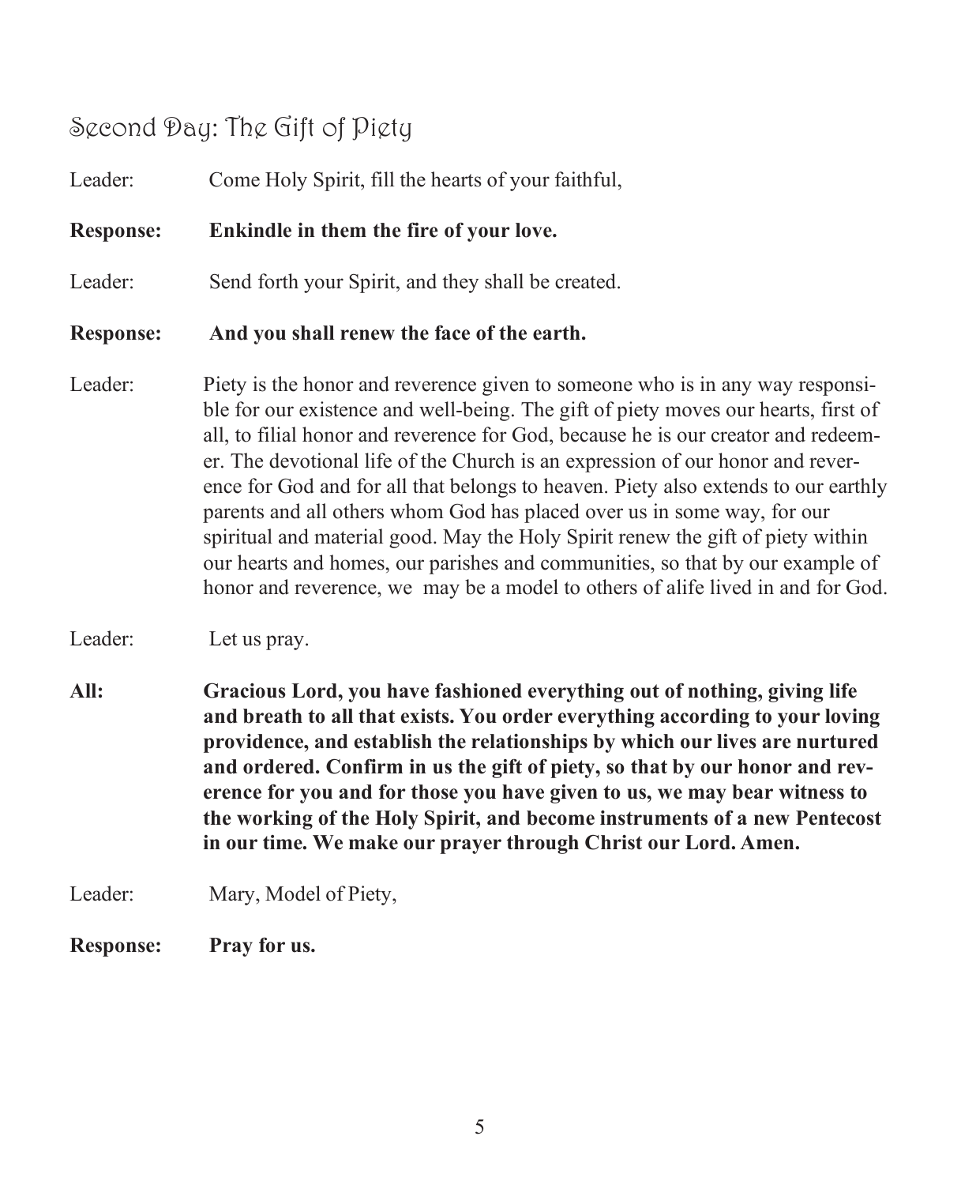## Second Day: The Gift of Piety

Leader: Come Holy Spirit, fill the hearts of your faithful,

**Response: Enkindle in them the fire of your love.**

Leader: Send forth your Spirit, and they shall be created.

**Response: And you shall renew the face of the earth.**

Leader: Piety is the honor and reverence given to someone who is in any way responsible for our existence and well-being. The gift of piety moves our hearts, first of all, to filial honor and reverence for God, because he is our creator and redeemer. The devotional life of the Church is an expression of our honor and reverence for God and for all that belongs to heaven. Piety also extends to our earthly parents and all others whom God has placed over us in some way, for our spiritual and material good. May the Holy Spirit renew the gift of piety within our hearts and homes, our parishes and communities, so that by our example of honor and reverence, we may be a model to others of alife lived in and for God.

Leader: Let us pray.

**All: Gracious Lord, you have fashioned everything out of nothing, giving life and breath to all that exists. You order everything according to your loving providence, and establish the relationships by which our lives are nurtured and ordered. Confirm in us the gift of piety, so that by our honor and reverence for you and for those you have given to us, we may bear witness to the working of the Holy Spirit, and become instruments of a new Pentecost in our time. We make our prayer through Christ our Lord. Amen.**

Leader: Mary, Model of Piety,

**Response: Pray for us.**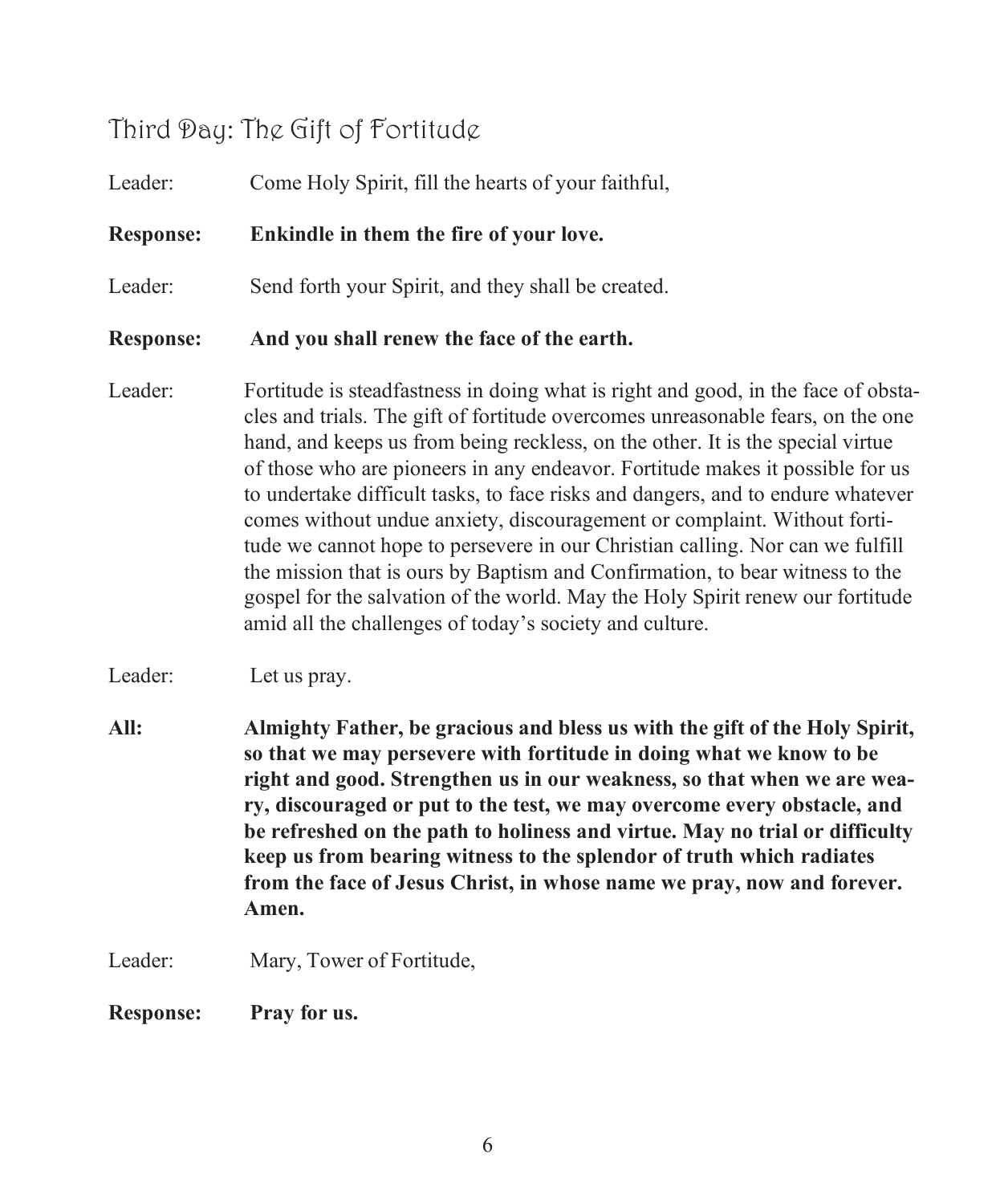## Third Day: The Gift of Fortitude

Leader: Come Holy Spirit, fill the hearts of your faithful,

**Response: Enkindle in them the fire of your love.**

Leader: Send forth your Spirit, and they shall be created.

**Response: And you shall renew the face of the earth.**

Leader: Fortitude is steadfastness in doing what is right and good, in the face of obstacles and trials. The gift of fortitude overcomes unreasonable fears, on the one hand, and keeps us from being reckless, on the other. It is the special virtue of those who are pioneers in any endeavor. Fortitude makes it possible for us to undertake difficult tasks, to face risks and dangers, and to endure whatever comes without undue anxiety, discouragement or complaint. Without fortitude we cannot hope to persevere in our Christian calling. Nor can we fulfill the mission that is ours by Baptism and Confirmation, to bear witness to the gospel for the salvation of the world. May the Holy Spirit renew our fortitude amid all the challenges of today's society and culture.

Leader: Let us pray.

**All: Almighty Father, be gracious and bless us with the gift of the Holy Spirit, so that we may persevere with fortitude in doing what we know to be right and good. Strengthen us in our weakness, so that when we are weary, discouraged or put to the test, we may overcome every obstacle, and be refreshed on the path to holiness and virtue. May no trial or difficulty keep us from bearing witness to the splendor of truth which radiates from the face of Jesus Christ, in whose name we pray, now and forever. Amen.**

Leader: Mary, Tower of Fortitude,

**Response: Pray for us.**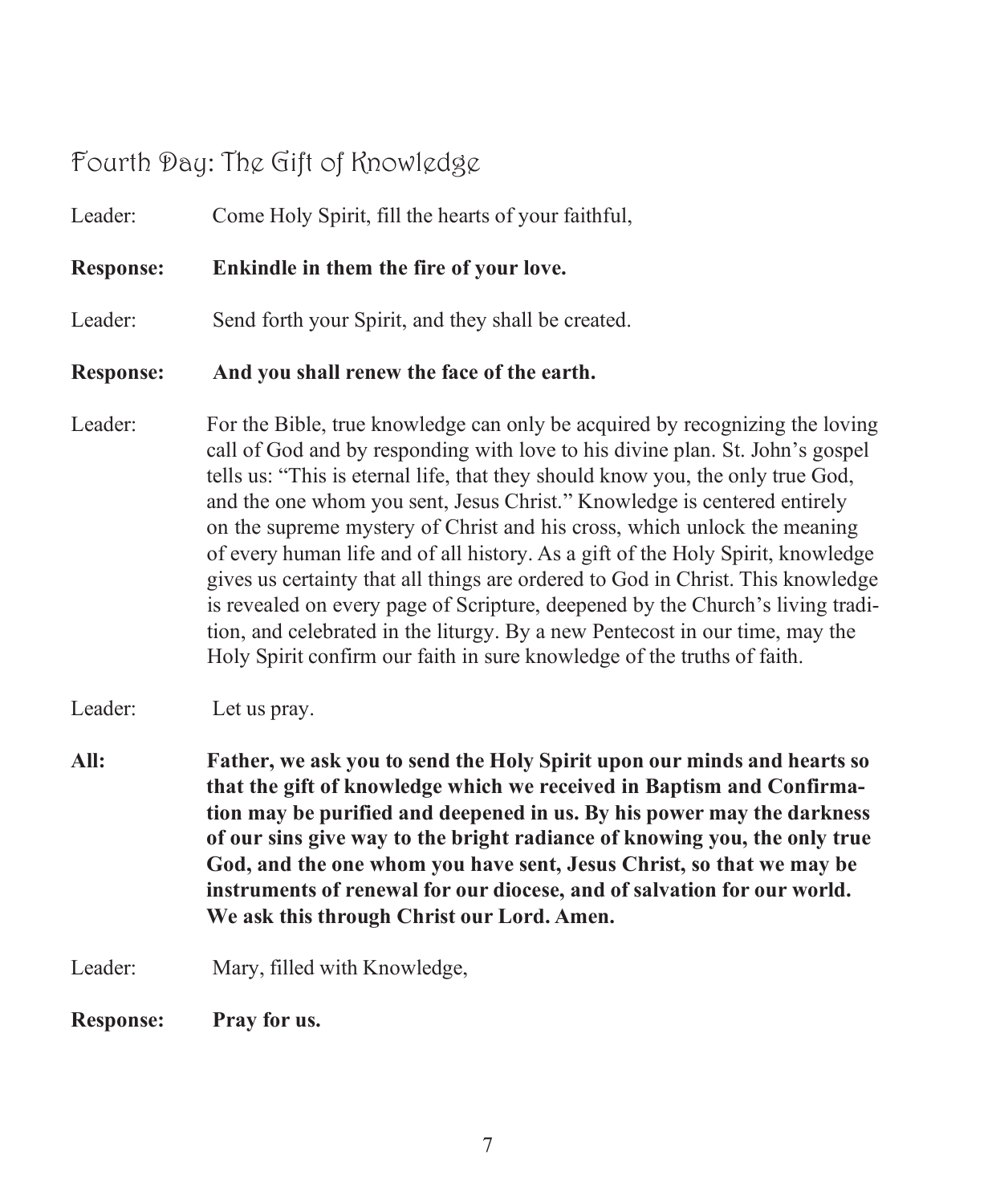## Fourth Day: The Gift of Knowledge

Leader: Come Holy Spirit, fill the hearts of your faithful,

**Response: Enkindle in them the fire of your love.**

Leader: Send forth your Spirit, and they shall be created.

**Response: And you shall renew the face of the earth.**

Leader: For the Bible, true knowledge can only be acquired by recognizing the loving call of God and by responding with love to his divine plan. St. John's gospel tells us: "This is eternal life, that they should know you, the only true God, and the one whom you sent, Jesus Christ." Knowledge is centered entirely on the supreme mystery of Christ and his cross, which unlock the meaning of every human life and of all history. As a gift of the Holy Spirit, knowledge gives us certainty that all things are ordered to God in Christ. This knowledge is revealed on every page of Scripture, deepened by the Church's living tradition, and celebrated in the liturgy. By a new Pentecost in our time, may the Holy Spirit confirm our faith in sure knowledge of the truths of faith.

Leader: Let us pray.

**All: Father, we ask you to send the Holy Spirit upon our minds and hearts so that the gift of knowledge which we received in Baptism and Confirmation may be purified and deepened in us. By his power may the darkness of our sins give way to the bright radiance of knowing you, the only true God, and the one whom you have sent, Jesus Christ, so that we may be instruments of renewal for our diocese, and of salvation for our world. We ask this through Christ our Lord. Amen.**

Leader: Mary, filled with Knowledge,

**Response: Pray for us.**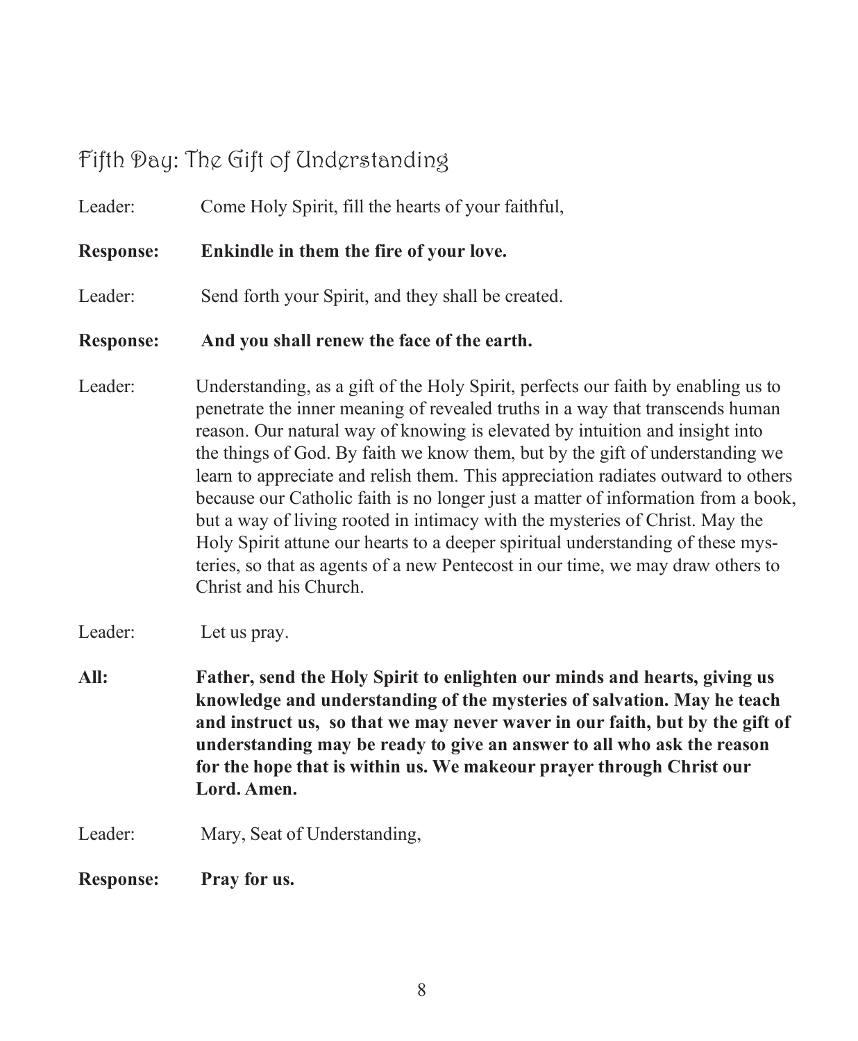## Fifth Day: The Gift of Understanding

Leader: Come Holy Spirit, fill the hearts of your faithful,

**Response: Enkindle in them the fire of your love.**

Leader: Send forth your Spirit, and they shall be created.

**Response: And you shall renew the face of the earth.**

Leader: Understanding, as a gift of the Holy Spirit, perfects our faith by enabling us to penetrate the inner meaning of revealed truths in a way that transcends human reason. Our natural way of knowing is elevated by intuition and insight into the things of God. By faith we know them, but by the gift of understanding we learn to appreciate and relish them. This appreciation radiates outward to others because our Catholic faith is no longer just a matter of information from a book, but a way of living rooted in intimacy with the mysteries of Christ. May the Holy Spirit attune our hearts to a deeper spiritual understanding of these mysteries, so that as agents of a new Pentecost in our time, we may draw others to Christ and his Church.

Leader: Let us pray.

**All: Father, send the Holy Spirit to enlighten our minds and hearts, giving us knowledge and understanding of the mysteries of salvation. May he teach and instruct us, so that we may never waver in our faith, but by the gift of understanding may be ready to give an answer to all who ask the reason for the hope that is within us. We makeour prayer through Christ our Lord. Amen.**

Leader: Mary, Seat of Understanding,

**Response: Pray for us.**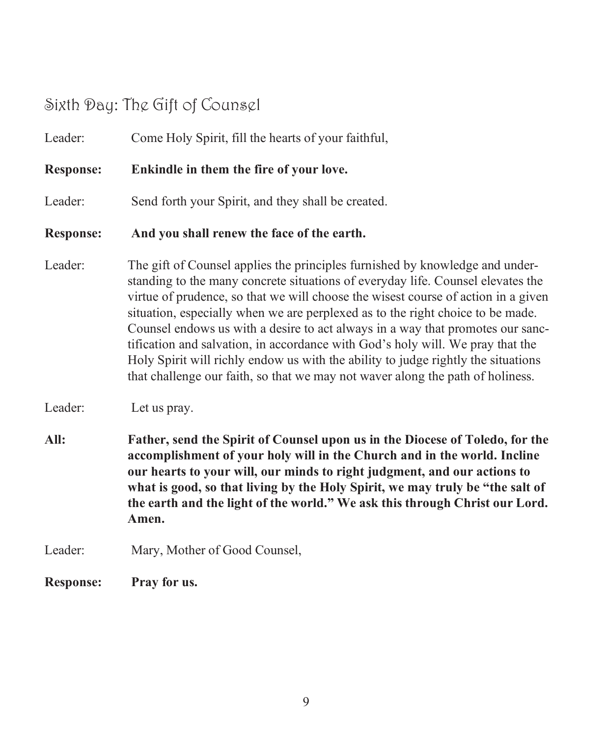## Sixth Day: The Gift of Counsel

Leader: Come Holy Spirit, fill the hearts of your faithful,

**Response: Enkindle in them the fire of your love.**

Leader: Send forth your Spirit, and they shall be created.

**Response: And you shall renew the face of the earth.**

Leader: The gift of Counsel applies the principles furnished by knowledge and understanding to the many concrete situations of everyday life. Counsel elevates the virtue of prudence, so that we will choose the wisest course of action in a given situation, especially when we are perplexed as to the right choice to be made. Counsel endows us with a desire to act always in a way that promotes our sanctification and salvation, in accordance with God's holy will. We pray that the Holy Spirit will richly endow us with the ability to judge rightly the situations that challenge our faith, so that we may not waver along the path of holiness.

Leader: Let us pray.

**All: Father, send the Spirit of Counsel upon us in the Diocese of Toledo, for the accomplishment of your holy will in the Church and in the world. Incline our hearts to your will, our minds to right judgment, and our actions to what is good, so that living by the Holy Spirit, we may truly be "the salt of the earth and the light of the world." We ask this through Christ our Lord. Amen.**

Leader: Mary, Mother of Good Counsel,

**Response: Pray for us.**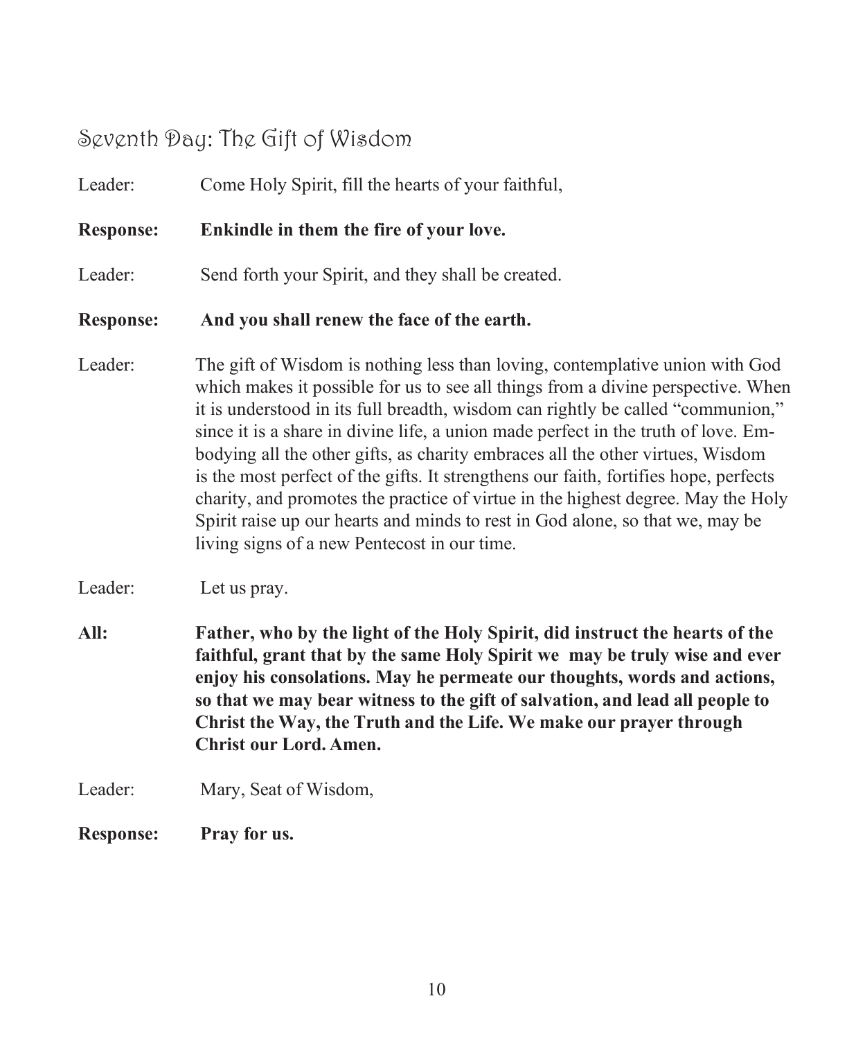## Seventh Day: The Gift of Wisdom

Leader: Come Holy Spirit, fill the hearts of your faithful,

**Response: Enkindle in them the fire of your love.**

Leader: Send forth your Spirit, and they shall be created.

**Response: And you shall renew the face of the earth.**

Leader: The gift of Wisdom is nothing less than loving, contemplative union with God which makes it possible for us to see all things from a divine perspective. When it is understood in its full breadth, wisdom can rightly be called "communion," since it is a share in divine life, a union made perfect in the truth of love. Embodying all the other gifts, as charity embraces all the other virtues, Wisdom is the most perfect of the gifts. It strengthens our faith, fortifies hope, perfects charity, and promotes the practice of virtue in the highest degree. May the Holy Spirit raise up our hearts and minds to rest in God alone, so that we, may be living signs of a new Pentecost in our time.

Leader: Let us pray.

**All: Father, who by the light of the Holy Spirit, did instruct the hearts of the faithful, grant that by the same Holy Spirit we may be truly wise and ever enjoy his consolations. May he permeate our thoughts, words and actions, so that we may bear witness to the gift of salvation, and lead all people to Christ the Way, the Truth and the Life. We make our prayer through Christ our Lord. Amen.**

Leader: Mary, Seat of Wisdom,

**Response: Pray for us.**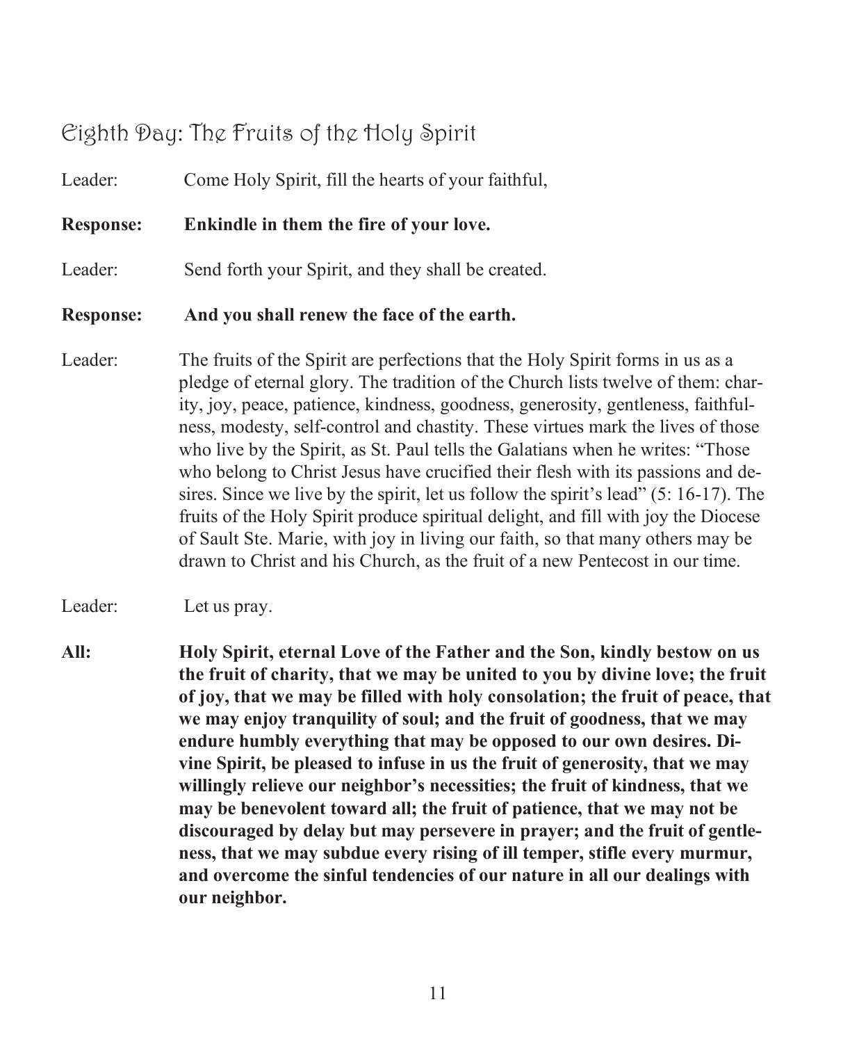## Eighth Day: The Fruits of the Holy Spirit

Leader: Come Holy Spirit, fill the hearts of your faithful,

**Response: Enkindle in them the fire of your love.**

Leader: Send forth your Spirit, and they shall be created.

**Response: And you shall renew the face of the earth.**

Leader: The fruits of the Spirit are perfections that the Holy Spirit forms in us as a pledge of eternal glory. The tradition of the Church lists twelve of them: charity, joy, peace, patience, kindness, goodness, generosity, gentleness, faithfulness, modesty, self-control and chastity. These virtues mark the lives of those who live by the Spirit, as St. Paul tells the Galatians when he writes: "Those who belong to Christ Jesus have crucified their flesh with its passions and desires. Since we live by the spirit, let us follow the spirit's lead" (5: 16-17). The fruits of the Holy Spirit produce spiritual delight, and fill with joy the Diocese of Sault Ste. Marie, with joy in living our faith, so that many others may be drawn to Christ and his Church, as the fruit of a new Pentecost in our time.

Leader: Let us pray.

**All: Holy Spirit, eternal Love of the Father and the Son, kindly bestow on us the fruit of charity, that we may be united to you by divine love; the fruit of joy, that we may be filled with holy consolation; the fruit of peace, that we may enjoy tranquility of soul; and the fruit of goodness, that we may endure humbly everything that may be opposed to our own desires. Divine Spirit, be pleased to infuse in us the fruit of generosity, that we may willingly relieve our neighbor's necessities; the fruit of kindness, that we may be benevolent toward all; the fruit of patience, that we may not be discouraged by delay but may persevere in prayer; and the fruit of gentleness, that we may subdue every rising of ill temper, stifle every murmur, and overcome the sinful tendencies of our nature in all our dealings with our neighbor.**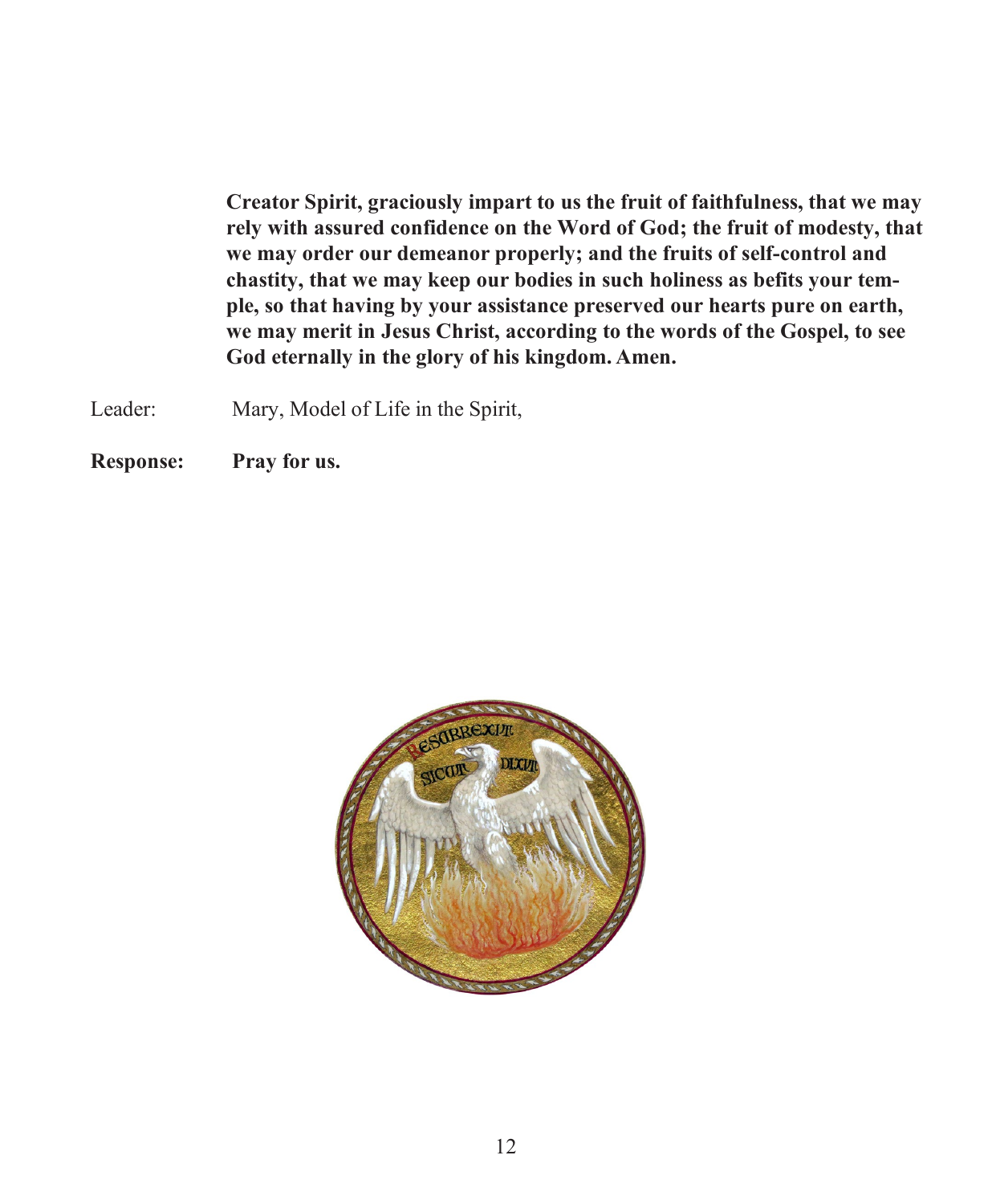**Creator Spirit, graciously impart to us the fruit of faithfulness, that we may rely with assured confidence on the Word of God; the fruit of modesty, that we may order our demeanor properly; and the fruits of self-control and chastity, that we may keep our bodies in such holiness as befits your temple, so that having by your assistance preserved our hearts pure on earth, we may merit in Jesus Christ, according to the words of the Gospel, to see God eternally in the glory of his kingdom. Amen.**

Leader: Mary, Model of Life in the Spirit,

**Response: Pray for us.**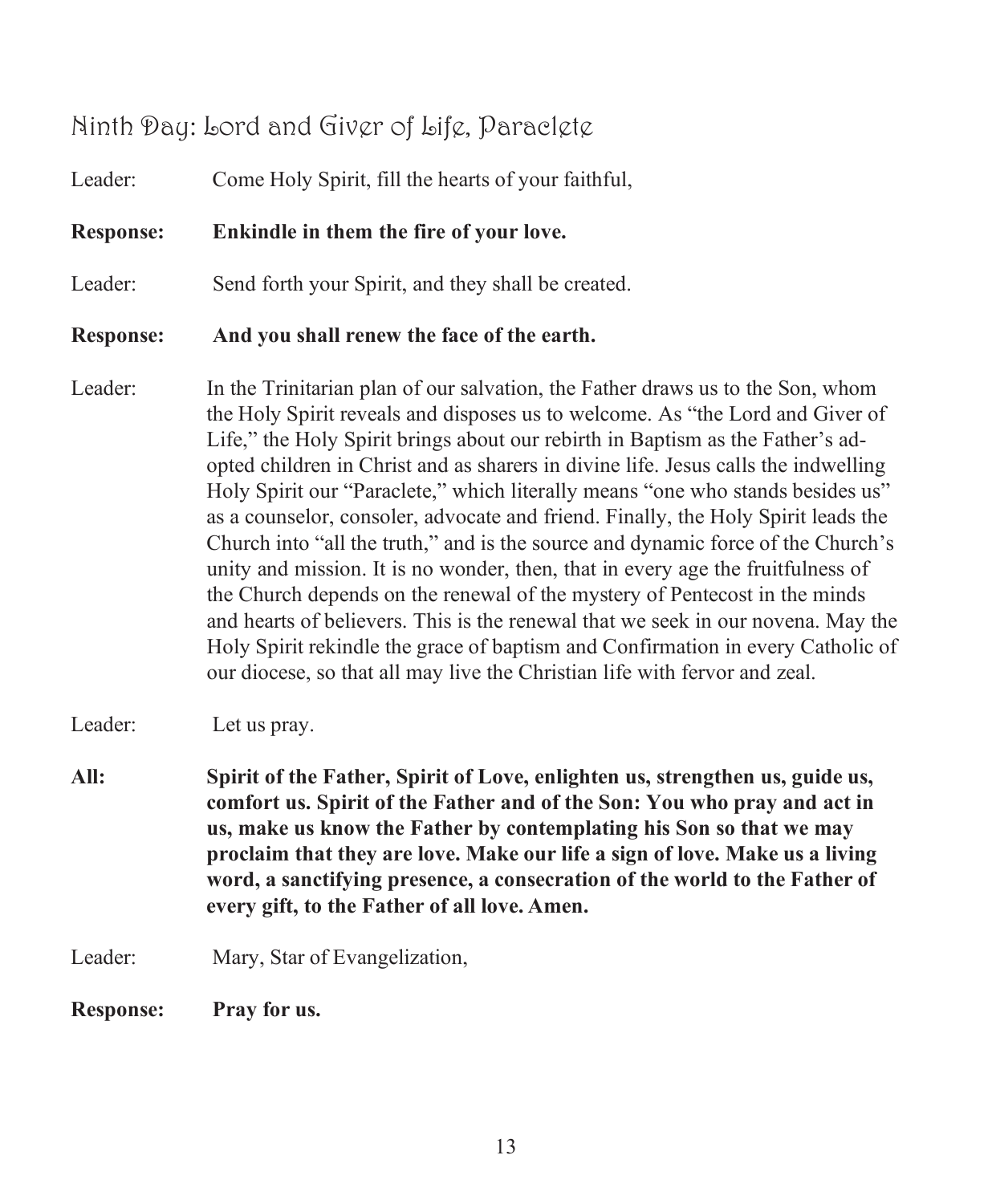## Ninth Day: Lord and Giver of Life, Paraclete

Leader: Come Holy Spirit, fill the hearts of your faithful,

**Response: Enkindle in them the fire of your love.**

Leader: Send forth your Spirit, and they shall be created.

**Response: And you shall renew the face of the earth.**

Leader: In the Trinitarian plan of our salvation, the Father draws us to the Son, whom the Holy Spirit reveals and disposes us to welcome. As "the Lord and Giver of Life," the Holy Spirit brings about our rebirth in Baptism as the Father's adopted children in Christ and as sharers in divine life. Jesus calls the indwelling Holy Spirit our "Paraclete," which literally means "one who stands besides us" as a counselor, consoler, advocate and friend. Finally, the Holy Spirit leads the Church into "all the truth," and is the source and dynamic force of the Church's unity and mission. It is no wonder, then, that in every age the fruitfulness of the Church depends on the renewal of the mystery of Pentecost in the minds and hearts of believers. This is the renewal that we seek in our novena. May the Holy Spirit rekindle the grace of baptism and Confirmation in every Catholic of our diocese, so that all may live the Christian life with fervor and zeal.

Leader: Let us pray.

**All: Spirit of the Father, Spirit of Love, enlighten us, strengthen us, guide us, comfort us. Spirit of the Father and of the Son: You who pray and act in us, make us know the Father by contemplating his Son so that we may proclaim that they are love. Make our life a sign of love. Make us a living word, a sanctifying presence, a consecration of the world to the Father of every gift, to the Father of all love. Amen.**

Leader: Mary, Star of Evangelization,

**Response: Pray for us.**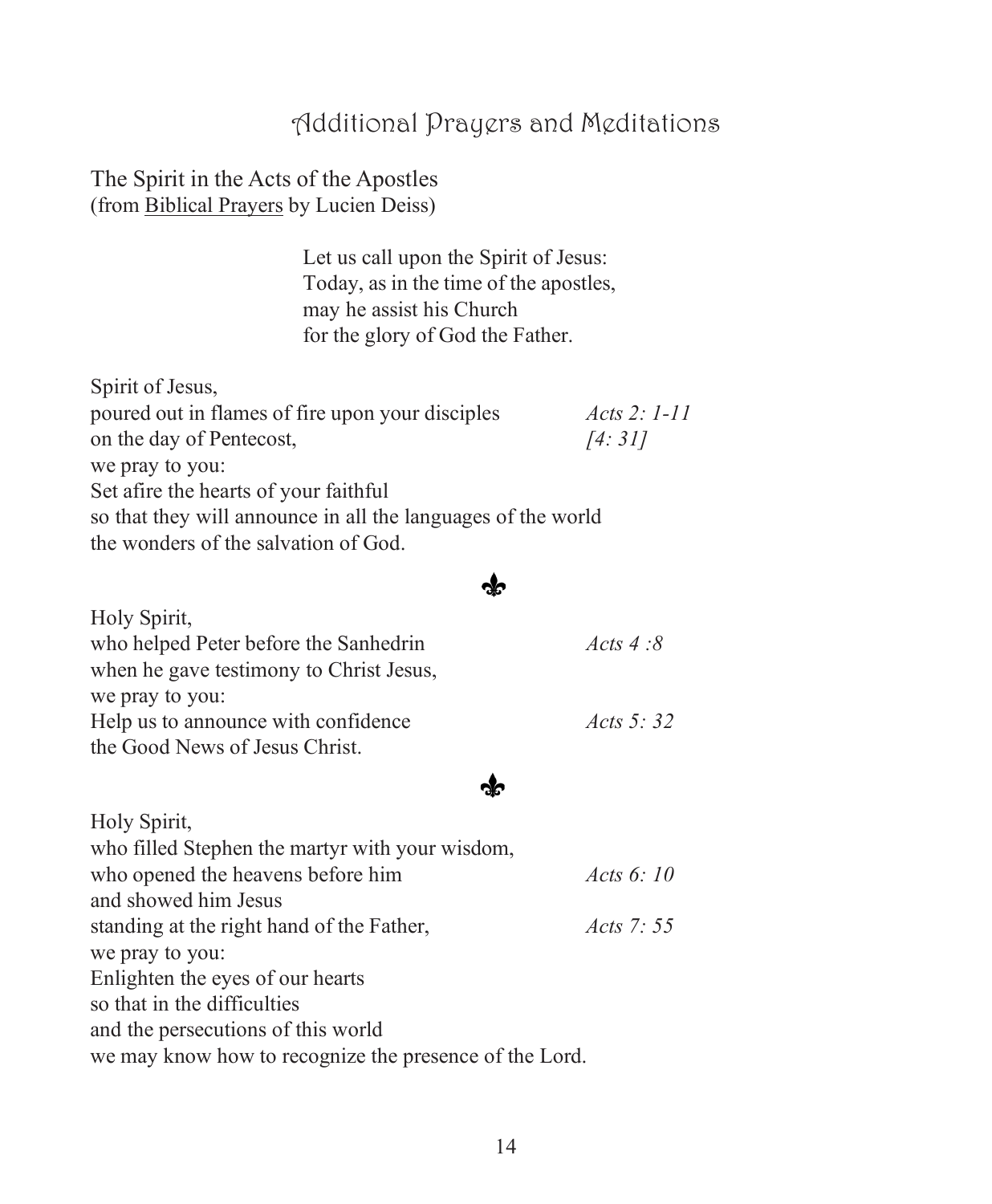# Additional Prayers and Meditations

The Spirit in the Acts of the Apostles
(from Biblical Prayers by Lucien Deiss)

> Let us call upon the Spirit of Jesus:
> Today, as in the time of the apostles,
> may he assist his Church
> for the glory of God the Father.

Spirit of Jesus,
poured out in flames of fire upon your disciples *Acts 2: 1-11*
on the day of Pentecost, *[4: 31]*
we pray to you:
Set afire the hearts of your faithful
so that they will announce in all the languages of the world
the wonders of the salvation of God.

⚜

Holy Spirit,
who helped Peter before the Sanhedrin *Acts 4 :8*
when he gave testimony to Christ Jesus,
we pray to you:
Help us to announce with confidence *Acts 5: 32*
the Good News of Jesus Christ.

⚜

Holy Spirit,
who filled Stephen the martyr with your wisdom,
who opened the heavens before him *Acts 6: 10*
and showed him Jesus
standing at the right hand of the Father, *Acts 7: 55*
we pray to you:
Enlighten the eyes of our hearts
so that in the difficulties
and the persecutions of this world
we may know how to recognize the presence of the Lord.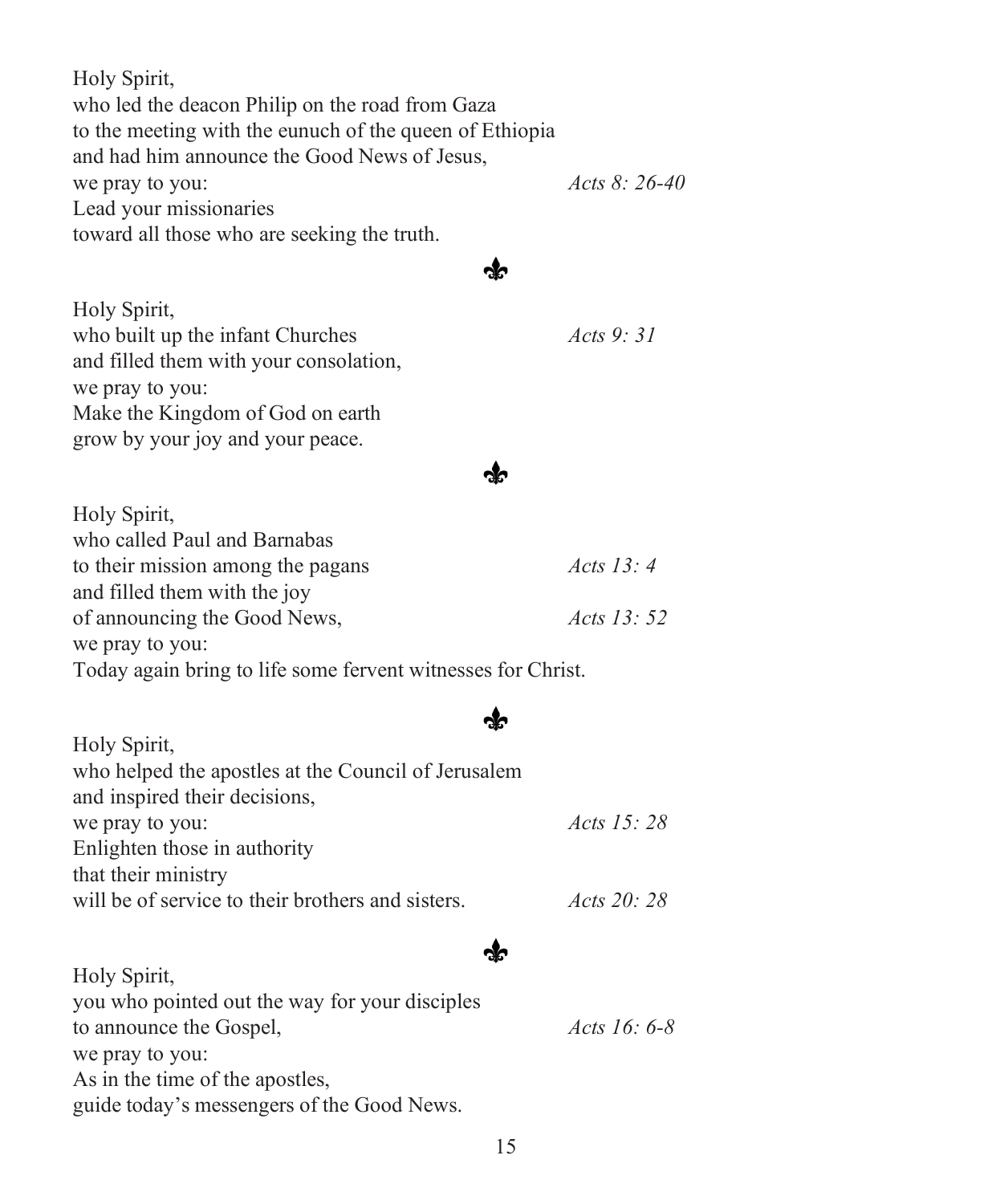Holy Spirit,
who led the deacon Philip on the road from Gaza
to the meeting with the eunuch of the queen of Ethiopia
and had him announce the Good News of Jesus,
we pray to you: *Acts 8: 26-40*
Lead your missionaries
toward all those who are seeking the truth.

⚜

Holy Spirit,
who built up the infant Churches *Acts 9: 31*
and filled them with your consolation,
we pray to you:
Make the Kingdom of God on earth
grow by your joy and your peace.

⚜

Holy Spirit,
who called Paul and Barnabas
to their mission among the pagans *Acts 13: 4*
and filled them with the joy
of announcing the Good News, *Acts 13: 52*
we pray to you:
Today again bring to life some fervent witnesses for Christ.

⚜

Holy Spirit,
who helped the apostles at the Council of Jerusalem
and inspired their decisions,
we pray to you: *Acts 15: 28*
Enlighten those in authority
that their ministry
will be of service to their brothers and sisters. *Acts 20: 28*

⚜

Holy Spirit,
you who pointed out the way for your disciples
to announce the Gospel, *Acts 16: 6-8*
we pray to you:
As in the time of the apostles,
guide today's messengers of the Good News.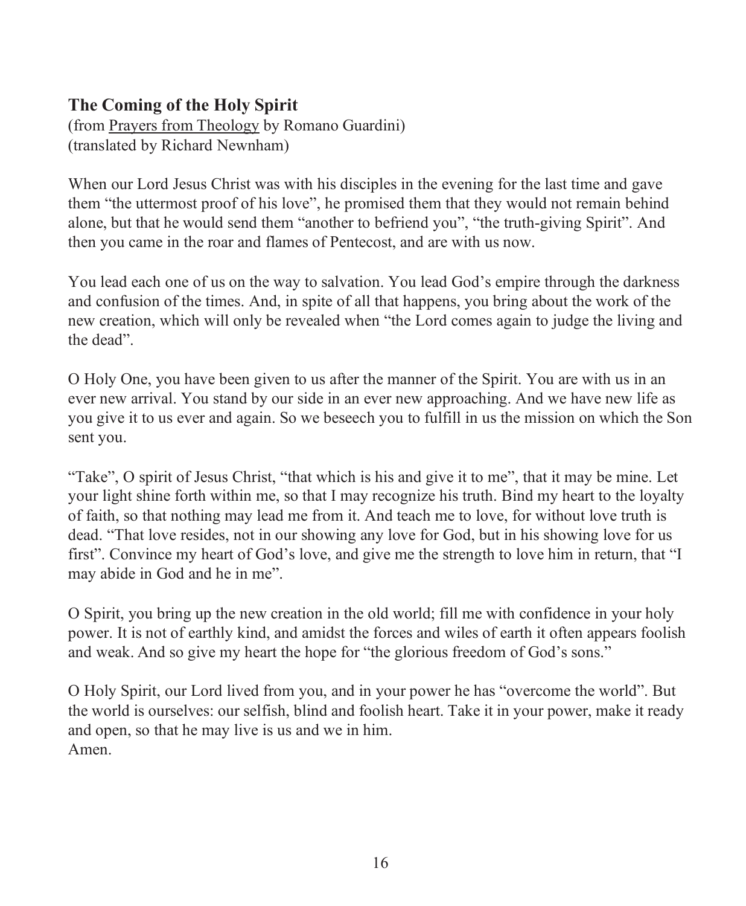## The Coming of the Holy Spirit

(from Prayers from Theology by Romano Guardini)
(translated by Richard Newnham)

When our Lord Jesus Christ was with his disciples in the evening for the last time and gave them "the uttermost proof of his love", he promised them that they would not remain behind alone, but that he would send them "another to befriend you", "the truth-giving Spirit". And then you came in the roar and flames of Pentecost, and are with us now.

You lead each one of us on the way to salvation. You lead God's empire through the darkness and confusion of the times. And, in spite of all that happens, you bring about the work of the new creation, which will only be revealed when "the Lord comes again to judge the living and the dead".

O Holy One, you have been given to us after the manner of the Spirit. You are with us in an ever new arrival. You stand by our side in an ever new approaching. And we have new life as you give it to us ever and again. So we beseech you to fulfill in us the mission on which the Son sent you.

"Take", O spirit of Jesus Christ, "that which is his and give it to me", that it may be mine. Let your light shine forth within me, so that I may recognize his truth. Bind my heart to the loyalty of faith, so that nothing may lead me from it. And teach me to love, for without love truth is dead. "That love resides, not in our showing any love for God, but in his showing love for us first". Convince my heart of God's love, and give me the strength to love him in return, that "I may abide in God and he in me".

O Spirit, you bring up the new creation in the old world; fill me with confidence in your holy power. It is not of earthly kind, and amidst the forces and wiles of earth it often appears foolish and weak. And so give my heart the hope for "the glorious freedom of God's sons."

O Holy Spirit, our Lord lived from you, and in your power he has "overcome the world". But the world is ourselves: our selfish, blind and foolish heart. Take it in your power, make it ready and open, so that he may live is us and we in him.
Amen.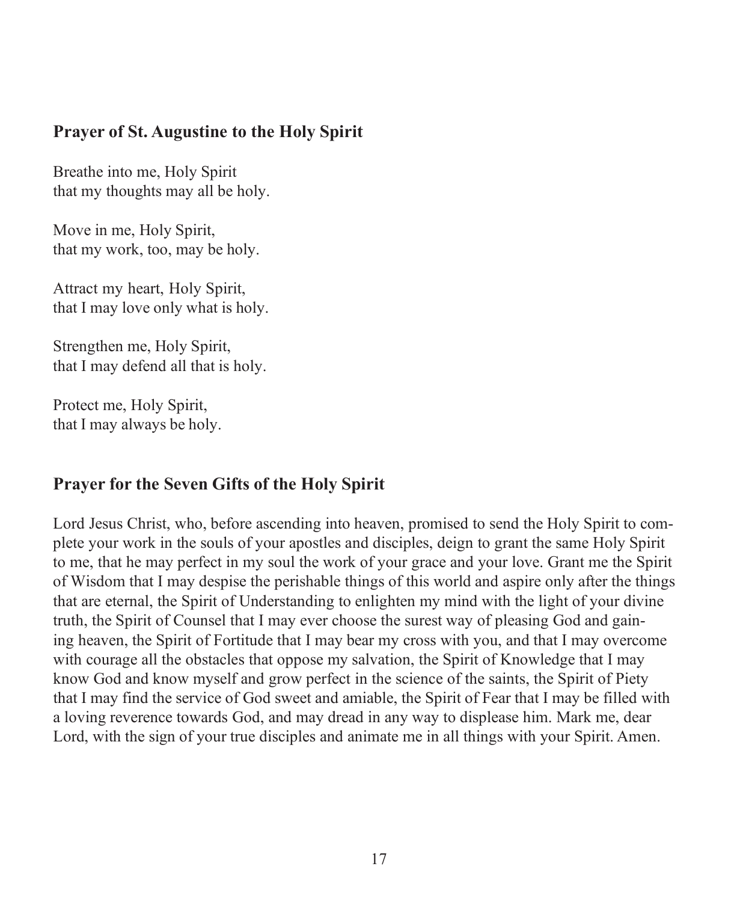## Prayer of St. Augustine to the Holy Spirit

Breathe into me, Holy Spirit
that my thoughts may all be holy.

Move in me, Holy Spirit,
that my work, too, may be holy.

Attract my heart, Holy Spirit,
that I may love only what is holy.

Strengthen me, Holy Spirit,
that I may defend all that is holy.

Protect me, Holy Spirit,
that I may always be holy.

## Prayer for the Seven Gifts of the Holy Spirit

Lord Jesus Christ, who, before ascending into heaven, promised to send the Holy Spirit to complete your work in the souls of your apostles and disciples, deign to grant the same Holy Spirit to me, that he may perfect in my soul the work of your grace and your love. Grant me the Spirit of Wisdom that I may despise the perishable things of this world and aspire only after the things that are eternal, the Spirit of Understanding to enlighten my mind with the light of your divine truth, the Spirit of Counsel that I may ever choose the surest way of pleasing God and gaining heaven, the Spirit of Fortitude that I may bear my cross with you, and that I may overcome with courage all the obstacles that oppose my salvation, the Spirit of Knowledge that I may know God and know myself and grow perfect in the science of the saints, the Spirit of Piety that I may find the service of God sweet and amiable, the Spirit of Fear that I may be filled with a loving reverence towards God, and may dread in any way to displease him. Mark me, dear Lord, with the sign of your true disciples and animate me in all things with your Spirit. Amen.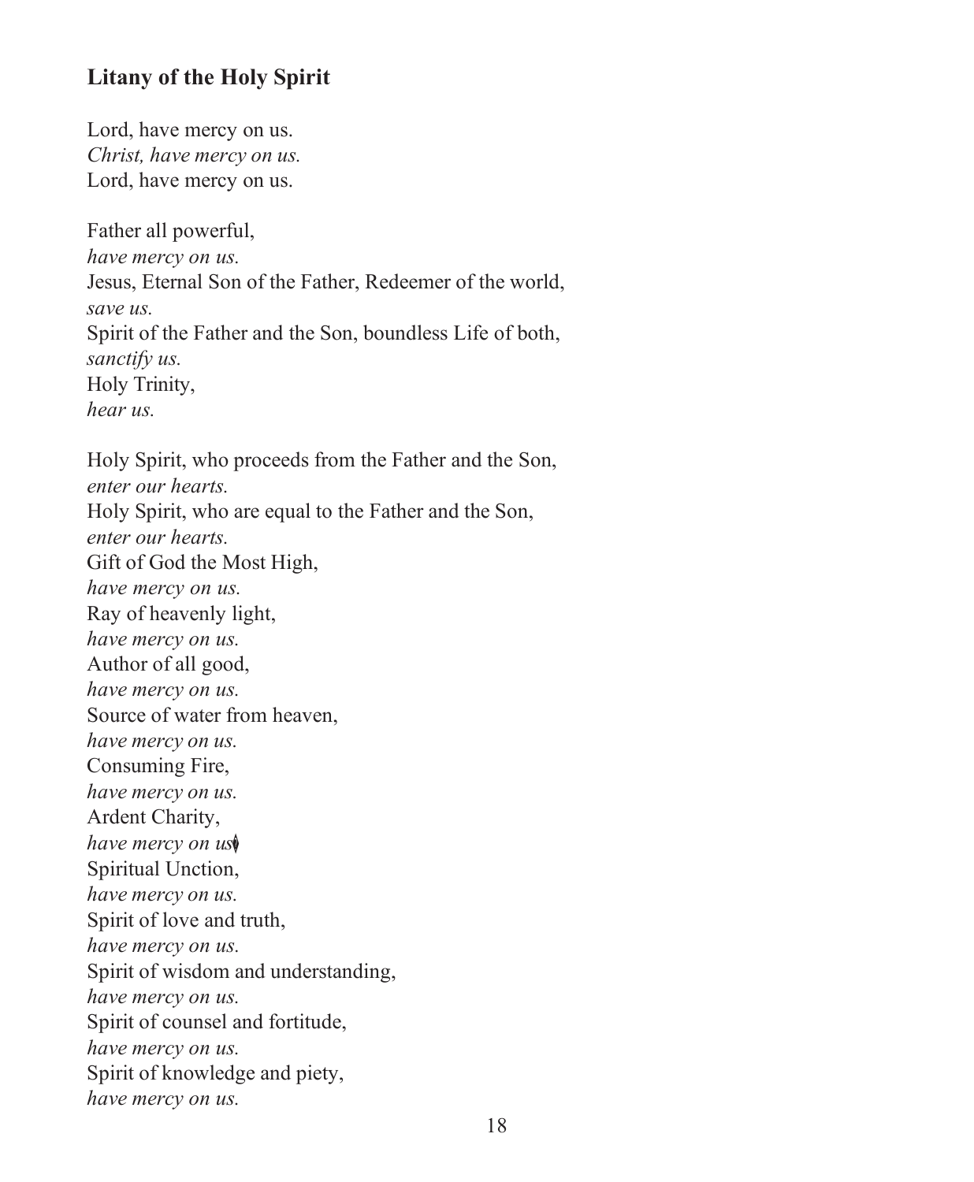## Litany of the Holy Spirit

Lord, have mercy on us.
*Christ, have mercy on us.*
Lord, have mercy on us.

Father all powerful,
*have mercy on us.*
Jesus, Eternal Son of the Father, Redeemer of the world,
*save us.*
Spirit of the Father and the Son, boundless Life of both,
*sanctify us.*
Holy Trinity,
*hear us.*

Holy Spirit, who proceeds from the Father and the Son,
*enter our hearts.*
Holy Spirit, who are equal to the Father and the Son,
*enter our hearts.*
Gift of God the Most High,
*have mercy on us.*
Ray of heavenly light,
*have mercy on us.*
Author of all good,
*have mercy on us.*
Source of water from heaven,
*have mercy on us.*
Consuming Fire,
*have mercy on us.*
Ardent Charity,
*have mercy on us.*
Spiritual Unction,
*have mercy on us.*
Spirit of love and truth,
*have mercy on us.*
Spirit of wisdom and understanding,
*have mercy on us.*
Spirit of counsel and fortitude,
*have mercy on us.*
Spirit of knowledge and piety,
*have mercy on us.*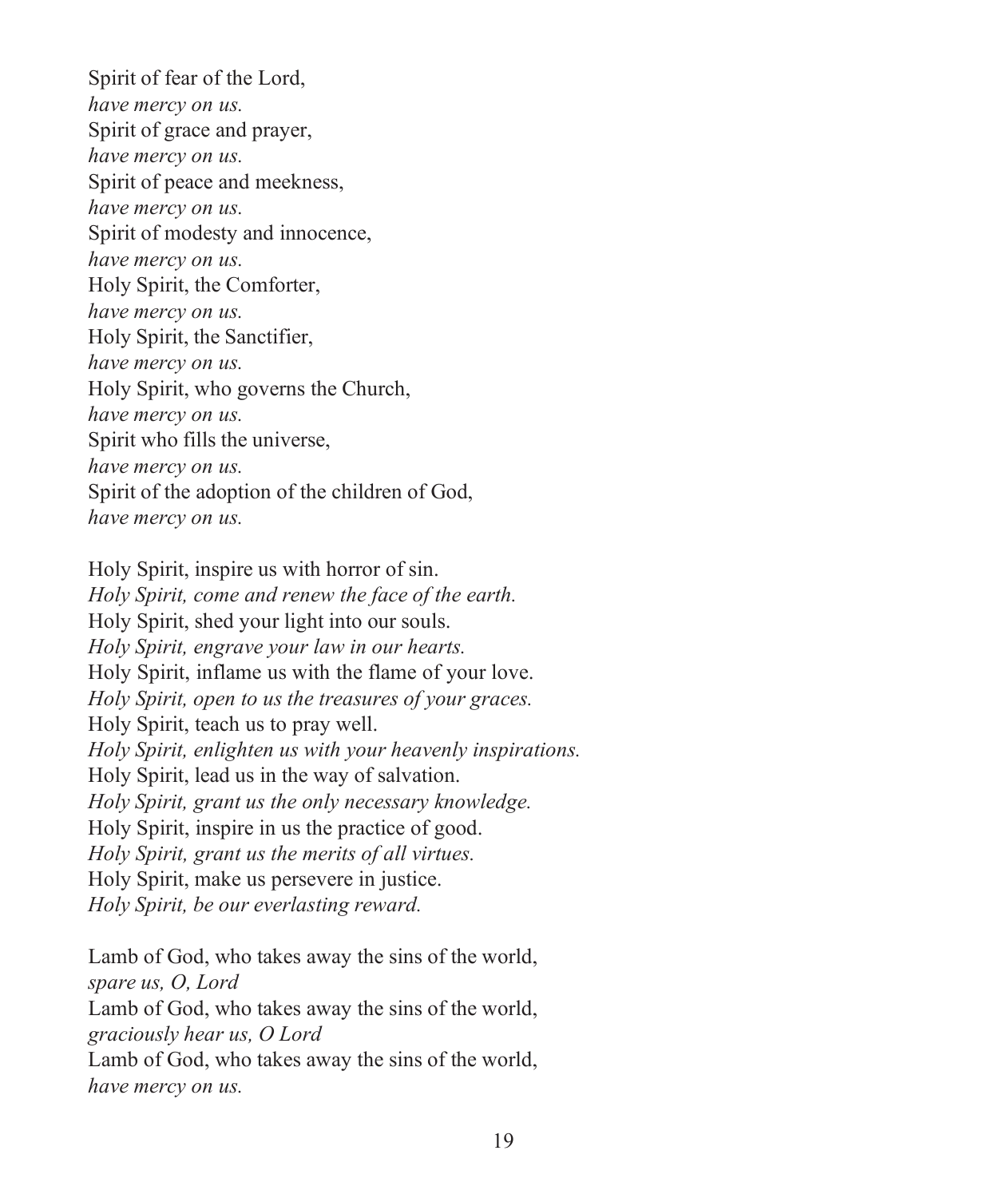Spirit of fear of the Lord,  
*have mercy on us.*  
Spirit of grace and prayer,  
*have mercy on us.*  
Spirit of peace and meekness,  
*have mercy on us.*  
Spirit of modesty and innocence,  
*have mercy on us.*  
Holy Spirit, the Comforter,  
*have mercy on us.*  
Holy Spirit, the Sanctifier,  
*have mercy on us.*  
Holy Spirit, who governs the Church,  
*have mercy on us.*  
Spirit who fills the universe,  
*have mercy on us.*  
Spirit of the adoption of the children of God,  
*have mercy on us.*

Holy Spirit, inspire us with horror of sin.  
*Holy Spirit, come and renew the face of the earth.*  
Holy Spirit, shed your light into our souls.  
*Holy Spirit, engrave your law in our hearts.*  
Holy Spirit, inflame us with the flame of your love.  
*Holy Spirit, open to us the treasures of your graces.*  
Holy Spirit, teach us to pray well.  
*Holy Spirit, enlighten us with your heavenly inspirations.*  
Holy Spirit, lead us in the way of salvation.  
*Holy Spirit, grant us the only necessary knowledge.*  
Holy Spirit, inspire in us the practice of good.  
*Holy Spirit, grant us the merits of all virtues.*  
Holy Spirit, make us persevere in justice.  
*Holy Spirit, be our everlasting reward.*

Lamb of God, who takes away the sins of the world,  
*spare us, O, Lord*  
Lamb of God, who takes away the sins of the world,  
*graciously hear us, O Lord*  
Lamb of God, who takes away the sins of the world,  
*have mercy on us.*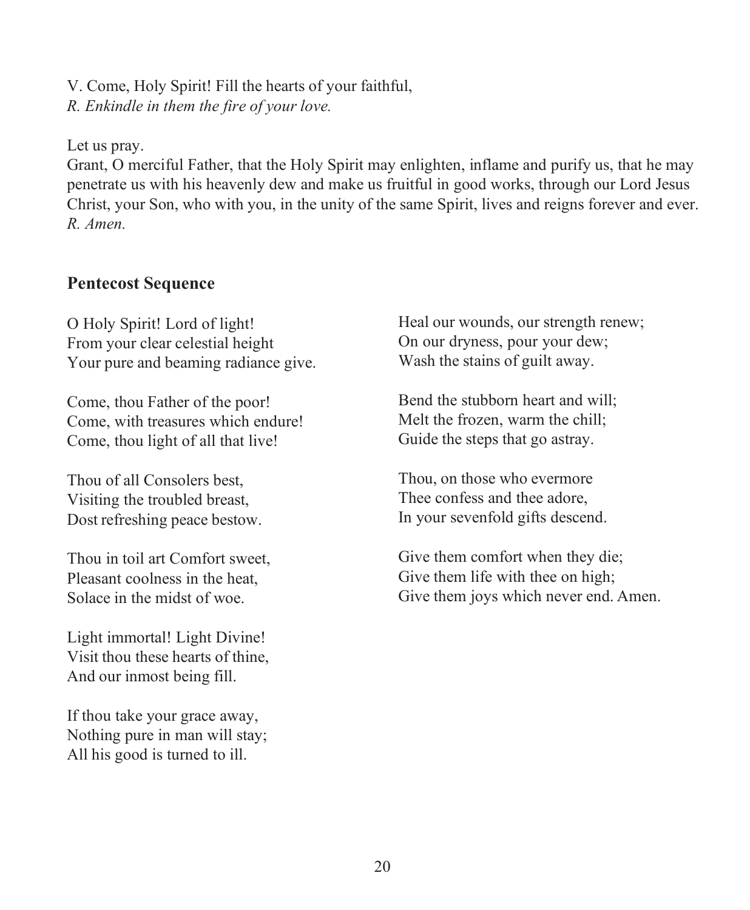V. Come, Holy Spirit! Fill the hearts of your faithful,
*R. Enkindle in them the fire of your love.*

Let us pray.
Grant, O merciful Father, that the Holy Spirit may enlighten, inflame and purify us, that he may penetrate us with his heavenly dew and make us fruitful in good works, through our Lord Jesus Christ, your Son, who with you, in the unity of the same Spirit, lives and reigns forever and ever.
*R. Amen.*

## Pentecost Sequence

O Holy Spirit! Lord of light!
From your clear celestial height
Your pure and beaming radiance give.

Come, thou Father of the poor!
Come, with treasures which endure!
Come, thou light of all that live!

Thou of all Consolers best,
Visiting the troubled breast,
Dost refreshing peace bestow.

Thou in toil art Comfort sweet,
Pleasant coolness in the heat,
Solace in the midst of woe.

Light immortal! Light Divine!
Visit thou these hearts of thine,
And our inmost being fill.

If thou take your grace away,
Nothing pure in man will stay;
All his good is turned to ill.

Heal our wounds, our strength renew;
On our dryness, pour your dew;
Wash the stains of guilt away.

Bend the stubborn heart and will;
Melt the frozen, warm the chill;
Guide the steps that go astray.

Thou, on those who evermore
Thee confess and thee adore,
In your sevenfold gifts descend.

Give them comfort when they die;
Give them life with thee on high;
Give them joys which never end. Amen.